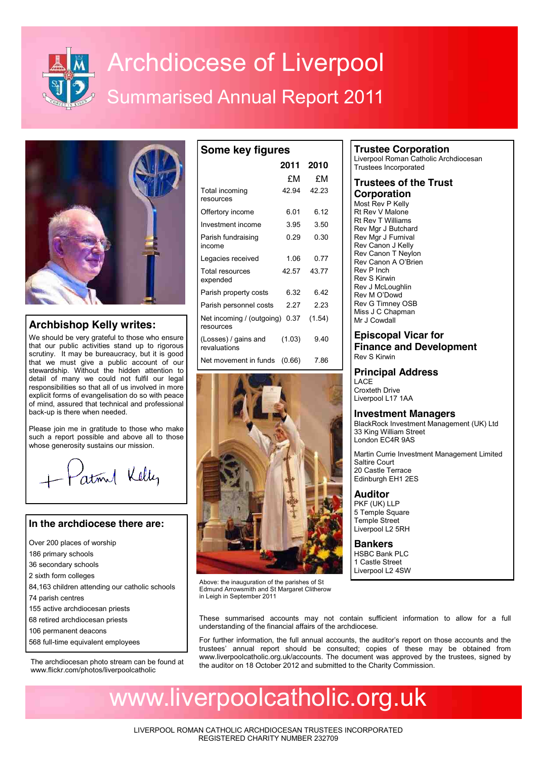# Archdiocese of Liverpool

## Summarised Annual Report 2011

### Archbishop Kelly writes:

We should be very grateful to those who ensure that our public activities stand up to rigorous scrutiny. It may be bureaucracy, but it is good that we must give a public account of our stewardship. Without the hidden attention to detail of many we could not fulfil our legal responsibilities so that all of us involved in more explicit forms of evangelisation do so with peace of mind, assured that technical and professional back-up is there when needed.

Please join me in gratitude to those who make such a report possible and above all to those whose generosity sustains our mission.

+ Patrick Kelly

### In the archdiocese there are:

- Over 200 places of worship
- 186 primary schools
- 36 secondary schools
- 2 sixth form colleges
- 84,163 children attending our catholic schools
- 74 parish centres
- 155 active archdiocesan priests
- 68 retired archdiocesan priests
- 106 permanent deacons
- 568 full-time equivalent employees

The archdiocesan photo stream can be found at www.flickr.com/photos/liverpoolcatholic

### Some key figures

| | 2011 | 2010 |
|---|---|---|
| | £M | £M |
| Total incoming resources | 42.94 | 42.23 |
| Offertory income | 6.01 | 6.12 |
| Investment income | 3.95 | 3.50 |
| Parish fundraising income | 0.29 | 0.30 |
| Legacies received | 1.06 | 0.77 |
| Total resources expended | 42.57 | 43.77 |
| Parish property costs | 6.32 | 6.42 |
| Parish personnel costs | 2.27 | 2.23 |
| Net incoming / (outgoing) resources | 0.37 | (1.54) |
| (Losses) / gains and revaluations | (1.03) | 9.40 |
| Net movement in funds | (0.66) | 7.86 |

Above: the inauguration of the parishes of St Edmund Arrowsmith and St Margaret Clitherow in Leigh in September 2011

### Trustee Corporation

Liverpool Roman Catholic Archdiocesan Trustees Incorporated

### Trustees of the Trust Corporation

Most Rev P Kelly
Rt Rev V Malone
Rt Rev T Williams
Rev Mgr J Butchard
Rev Mgr J Furnival
Rev Canon J Kelly
Rev Canon T Neylon
Rev Canon A O'Brien
Rev P Inch
Rev S Kirwin
Rev J McLoughlin
Rev M O'Dowd
Rev G Timney OSB
Miss J C Chapman
Mr J Cowdall

### Episcopal Vicar for Finance and Development

Rev S Kirwin

### Principal Address

LACE
Croxteth Drive
Liverpool L17 1AA

### Investment Managers

BlackRock Investment Management (UK) Ltd
33 King William Street
London EC4R 9AS

Martin Currie Investment Management Limited
Saltire Court
20 Castle Terrace
Edinburgh EH1 2ES

### Auditor

PKF (UK) LLP
5 Temple Square
Temple Street
Liverpool L2 5RH

### Bankers

HSBC Bank PLC
1 Castle Street
Liverpool L2 4SW

These summarised accounts may not contain sufficient information to allow for a full understanding of the financial affairs of the archdiocese.

For further information, the full annual accounts, the auditor's report on those accounts and the trustees' annual report should be consulted; copies of these may be obtained from www.liverpoolcatholic.org.uk/accounts. The document was approved by the trustees, signed by the auditor on 18 October 2012 and submitted to the Charity Commission.

# www.liverpoolcatholic.org.uk

LIVERPOOL ROMAN CATHOLIC ARCHDIOCESAN TRUSTEES INCORPORATED
REGISTERED CHARITY NUMBER 232709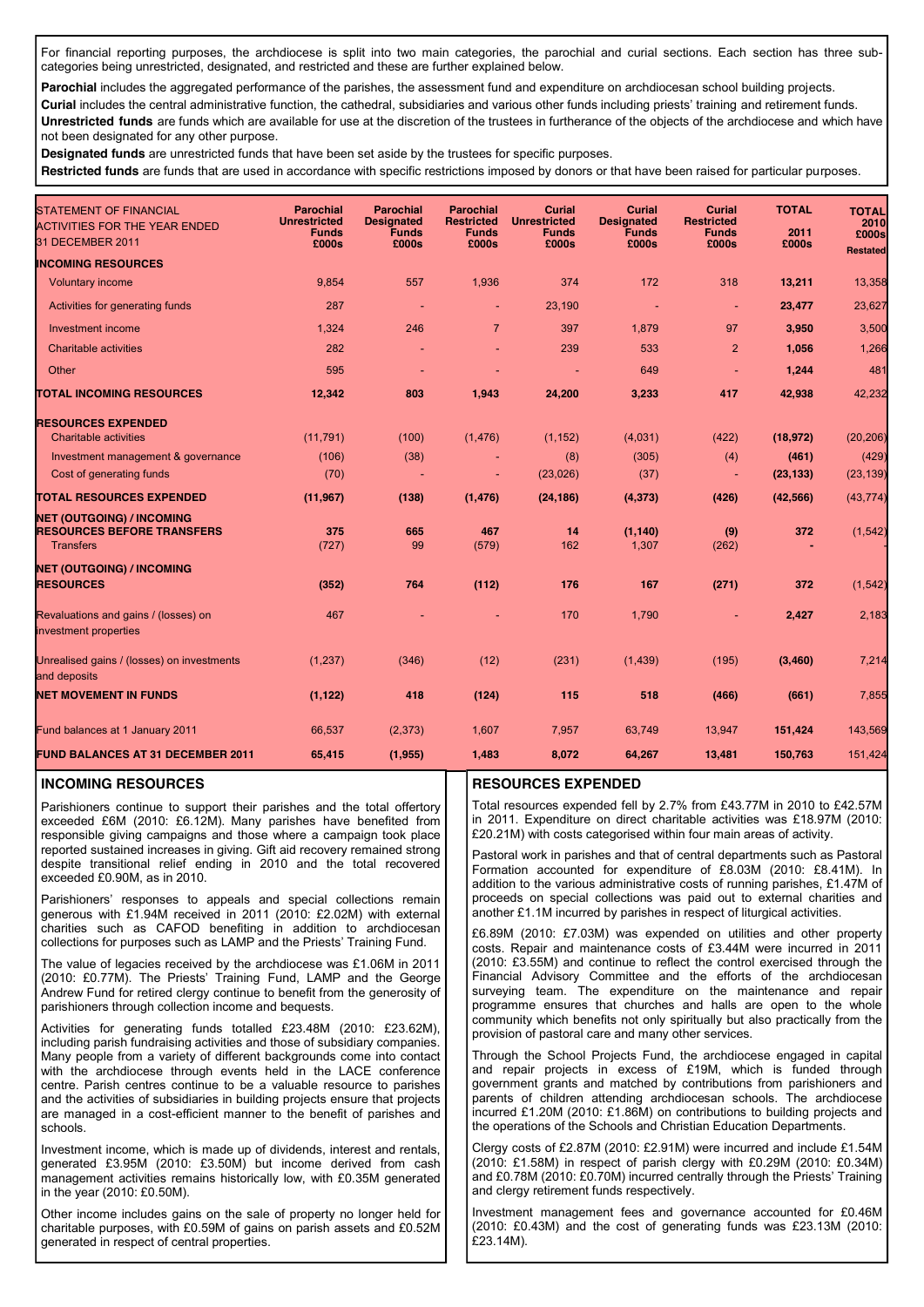For financial reporting purposes, the archdiocese is split into two main categories, the parochial and curial sections. Each section has three sub-categories being unrestricted, designated, and restricted and these are further explained below.

**Parochial** includes the aggregated performance of the parishes, the assessment fund and expenditure on archdiocesan school building projects.

**Curial** includes the central administrative function, the cathedral, subsidiaries and various other funds including priests' training and retirement funds.

**Unrestricted funds** are funds which are available for use at the discretion of the trustees in furtherance of the objects of the archdiocese and which have not been designated for any other purpose.

**Designated funds** are unrestricted funds that have been set aside by the trustees for specific purposes.

**Restricted funds** are funds that are used in accordance with specific restrictions imposed by donors or that have been raised for particular purposes.

| STATEMENT OF FINANCIAL ACTIVITIES FOR THE YEAR ENDED 31 DECEMBER 2011 | Parochial Unrestricted Funds £000s | Parochial Designated Funds £000s | Parochial Restricted Funds £000s | Curial Unrestricted Funds £000s | Curial Designated Funds £000s | Curial Restricted Funds £000s | TOTAL 2011 £000s | TOTAL 2010 £000s Restated |
|---|---|---|---|---|---|---|---|---|
| **INCOMING RESOURCES** | | | | | | | | |
| Voluntary income | 9,854 | 557 | 1,936 | 374 | 172 | 318 | **13,211** | 13,358 |
| Activities for generating funds | 287 | - | - | 23,190 | - | - | **23,477** | 23,627 |
| Investment income | 1,324 | 246 | 7 | 397 | 1,879 | 97 | **3,950** | 3,500 |
| Charitable activities | 282 | - | - | 239 | 533 | 2 | **1,056** | 1,266 |
| Other | 595 | - | - | - | 649 | - | **1,244** | 481 |
| **TOTAL INCOMING RESOURCES** | **12,342** | **803** | **1,943** | **24,200** | **3,233** | **417** | **42,938** | 42,232 |
| **RESOURCES EXPENDED** | | | | | | | | |
| Charitable activities | (11,791) | (100) | (1,476) | (1,152) | (4,031) | (422) | **(18,972)** | (20,206) |
| Investment management & governance | (106) | (38) | - | (8) | (305) | (4) | **(461)** | (429) |
| Cost of generating funds | (70) | - | - | (23,026) | (37) | - | **(23,133)** | (23,139) |
| **TOTAL RESOURCES EXPENDED** | **(11,967)** | **(138)** | **(1,476)** | **(24,186)** | **(4,373)** | **(426)** | **(42,566)** | (43,774) |
| **NET (OUTGOING) / INCOMING RESOURCES BEFORE TRANSFERS** | **375** | **665** | **467** | **14** | **(1,140)** | **(9)** | **372** | (1,542) |
| Transfers | (727) | 99 | (579) | 162 | 1,307 | (262) | **-** | - |
| **NET (OUTGOING) / INCOMING RESOURCES** | **(352)** | **764** | **(112)** | **176** | **167** | **(271)** | **372** | (1,542) |
| Revaluations and gains / (losses) on investment properties | 467 | - | - | 170 | 1,790 | - | **2,427** | 2,183 |
| Unrealised gains / (losses) on investments and deposits | (1,237) | (346) | (12) | (231) | (1,439) | (195) | **(3,460)** | 7,214 |
| **NET MOVEMENT IN FUNDS** | **(1,122)** | **418** | **(124)** | **115** | **518** | **(466)** | **(661)** | 7,855 |
| Fund balances at 1 January 2011 | 66,537 | (2,373) | 1,607 | 7,957 | 63,749 | 13,947 | **151,424** | 143,569 |
| **FUND BALANCES AT 31 DECEMBER 2011** | **65,415** | **(1,955)** | **1,483** | **8,072** | **64,267** | **13,481** | **150,763** | 151,424 |

## INCOMING RESOURCES

Parishioners continue to support their parishes and the total offertory exceeded £6M (2010: £6.12M). Many parishes have benefited from responsible giving campaigns and those where a campaign took place reported sustained increases in giving. Gift aid recovery remained strong despite transitional relief ending in 2010 and the total recovered exceeded £0.90M, as in 2010.

Parishioners' responses to appeals and special collections remain generous with £1.94M received in 2011 (2010: £2.02M) with external charities such as CAFOD benefiting in addition to archdiocesan collections for purposes such as LAMP and the Priests' Training Fund.

The value of legacies received by the archdiocese was £1.06M in 2011 (2010: £0.77M). The Priests' Training Fund, LAMP and the George Andrew Fund for retired clergy continue to benefit from the generosity of parishioners through collection income and bequests.

Activities for generating funds totalled £23.48M (2010: £23.62M), including parish fundraising activities and those of subsidiary companies. Many people from a variety of different backgrounds come into contact with the archdiocese through events held in the LACE conference centre. Parish centres continue to be a valuable resource to parishes and the activities of subsidiaries in building projects ensure that projects are managed in a cost-efficient manner to the benefit of parishes and schools.

Investment income, which is made up of dividends, interest and rentals, generated £3.95M (2010: £3.50M) but income derived from cash management activities remains historically low, with £0.35M generated in the year (2010: £0.50M).

Other income includes gains on the sale of property no longer held for charitable purposes, with £0.59M of gains on parish assets and £0.52M generated in respect of central properties.

## RESOURCES EXPENDED

Total resources expended fell by 2.7% from £43.77M in 2010 to £42.57M in 2011. Expenditure on direct charitable activities was £18.97M (2010: £20.21M) with costs categorised within four main areas of activity.

Pastoral work in parishes and that of central departments such as Pastoral Formation accounted for expenditure of £8.03M (2010: £8.41M). In addition to the various administrative costs of running parishes, £1.47M of proceeds on special collections was paid out to external charities and another £1.1M incurred by parishes in respect of liturgical activities.

£6.89M (2010: £7.03M) was expended on utilities and other property costs. Repair and maintenance costs of £3.44M were incurred in 2011 (2010: £3.55M) and continue to reflect the control exercised through the Financial Advisory Committee and the efforts of the archdiocesan surveying team. The expenditure on the maintenance and repair programme ensures that churches and halls are open to the whole community which benefits not only spiritually but also practically from the provision of pastoral care and many other services.

Through the School Projects Fund, the archdiocese engaged in capital and repair projects in excess of £19M, which is funded through government grants and matched by contributions from parishioners and parents of children attending archdiocesan schools. The archdiocese incurred £1.20M (2010: £1.86M) on contributions to building projects and the operations of the Schools and Christian Education Departments.

Clergy costs of £2.87M (2010: £2.91M) were incurred and include £1.54M (2010: £1.58M) in respect of parish clergy with £0.29M (2010: £0.34M) and £0.78M (2010: £0.70M) incurred centrally through the Priests' Training and clergy retirement funds respectively.

Investment management fees and governance accounted for £0.46M (2010: £0.43M) and the cost of generating funds was £23.13M (2010: £23.14M).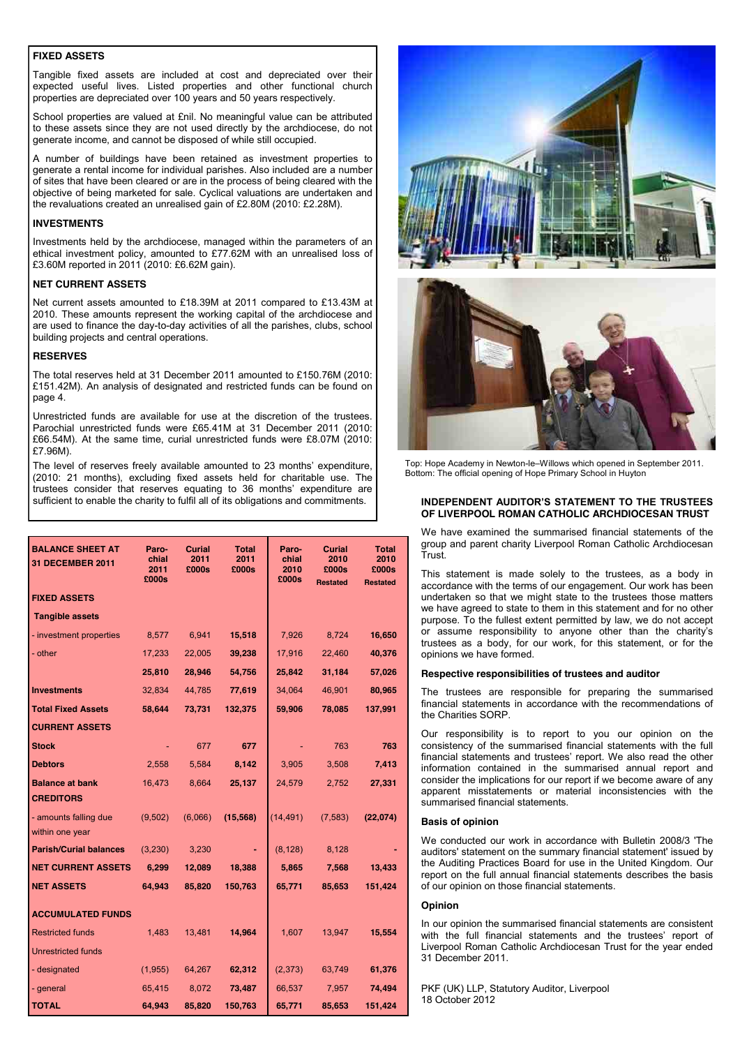## FIXED ASSETS

Tangible fixed assets are included at cost and depreciated over their expected useful lives. Listed properties and other functional church properties are depreciated over 100 years and 50 years respectively.

School properties are valued at £nil. No meaningful value can be attributed to these assets since they are not used directly by the archdiocese, do not generate income, and cannot be disposed of while still occupied.

A number of buildings have been retained as investment properties to generate a rental income for individual parishes. Also included are a number of sites that have been cleared or are in the process of being cleared with the objective of being marketed for sale. Cyclical valuations are undertaken and the revaluations created an unrealised gain of £2.80M (2010: £2.28M).

## INVESTMENTS

Investments held by the archdiocese, managed within the parameters of an ethical investment policy, amounted to £77.62M with an unrealised loss of £3.60M reported in 2011 (2010: £6.62M gain).

## NET CURRENT ASSETS

Net current assets amounted to £18.39M at 2011 compared to £13.43M at 2010. These amounts represent the working capital of the archdiocese and are used to finance the day-to-day activities of all the parishes, clubs, school building projects and central operations.

## RESERVES

The total reserves held at 31 December 2011 amounted to £150.76M (2010: £151.42M). An analysis of designated and restricted funds can be found on page 4.

Unrestricted funds are available for use at the discretion of the trustees. Parochial unrestricted funds were £65.41M at 31 December 2011 (2010: £66.54M). At the same time, curial unrestricted funds were £8.07M (2010: £7.96M).

The level of reserves freely available amounted to 23 months' expenditure, (2010: 21 months), excluding fixed assets held for charitable use. The trustees consider that reserves equating to 36 months' expenditure are sufficient to enable the charity to fulfil all of its obligations and commitments.

| BALANCE SHEET AT 31 DECEMBER 2011 | Parochial 2011 £000s | Curial 2011 £000s | Total 2011 £000s | Parochial 2010 £000s | Curial 2010 £000s Restated | Total 2010 £000s Restated |
|---|---|---|---|---|---|---|
| **FIXED ASSETS** | | | | | | |
| **Tangible assets** | | | | | | |
| - investment properties | 8,577 | 6,941 | **15,518** | 7,926 | 8,724 | **16,650** |
| - other | 17,233 | 22,005 | **39,238** | 17,916 | 22,460 | **40,376** |
| | **25,810** | **28,946** | **54,756** | **25,842** | **31,184** | **57,026** |
| **Investments** | 32,834 | 44,785 | **77,619** | 34,064 | 46,901 | **80,965** |
| **Total Fixed Assets** | **58,644** | **73,731** | **132,375** | **59,906** | **78,085** | **137,991** |
| **CURRENT ASSETS** | | | | | | |
| **Stock** | - | 677 | **677** | - | 763 | **763** |
| **Debtors** | 2,558 | 5,584 | **8,142** | 3,905 | 3,508 | **7,413** |
| **Balance at bank** | 16,473 | 8,664 | **25,137** | 24,579 | 2,752 | **27,331** |
| **CREDITORS** | | | | | | |
| - amounts falling due within one year | (9,502) | (6,066) | **(15,568)** | (14,491) | (7,583) | **(22,074)** |
| **Parish/Curial balances** | (3,230) | 3,230 | **-** | (8,128) | 8,128 | **-** |
| **NET CURRENT ASSETS** | **6,299** | **12,089** | **18,388** | **5,865** | **7,568** | **13,433** |
| **NET ASSETS** | **64,943** | **85,820** | **150,763** | **65,771** | **85,653** | **151,424** |
| **ACCUMULATED FUNDS** | | | | | | |
| Restricted funds | 1,483 | 13,481 | **14,964** | 1,607 | 13,947 | **15,554** |
| Unrestricted funds | | | | | | |
| - designated | (1,955) | 64,267 | **62,312** | (2,373) | 63,749 | **61,376** |
| - general | 65,415 | 8,072 | **73,487** | 66,537 | 7,957 | **74,494** |
| **TOTAL** | **64,943** | **85,820** | **150,763** | **65,771** | **85,653** | **151,424** |

Top: Hope Academy in Newton-le–Willows which opened in September 2011.
Bottom: The official opening of Hope Primary School in Huyton

## INDEPENDENT AUDITOR'S STATEMENT TO THE TRUSTEES OF LIVERPOOL ROMAN CATHOLIC ARCHDIOCESAN TRUST

We have examined the summarised financial statements of the group and parent charity Liverpool Roman Catholic Archdiocesan Trust.

This statement is made solely to the trustees, as a body in accordance with the terms of our engagement. Our work has been undertaken so that we might state to the trustees those matters we have agreed to state to them in this statement and for no other purpose. To the fullest extent permitted by law, we do not accept or assume responsibility to anyone other than the charity's trustees as a body, for our work, for this statement, or for the opinions we have formed.

### Respective responsibilities of trustees and auditor

The trustees are responsible for preparing the summarised financial statements in accordance with the recommendations of the Charities SORP.

Our responsibility is to report to you our opinion on the consistency of the summarised financial statements with the full financial statements and trustees' report. We also read the other information contained in the summarised annual report and consider the implications for our report if we become aware of any apparent misstatements or material inconsistencies with the summarised financial statements.

### Basis of opinion

We conducted our work in accordance with Bulletin 2008/3 'The auditors' statement on the summary financial statement' issued by the Auditing Practices Board for use in the United Kingdom. Our report on the full annual financial statements describes the basis of our opinion on those financial statements.

### Opinion

In our opinion the summarised financial statements are consistent with the full financial statements and the trustees' report of Liverpool Roman Catholic Archdiocesan Trust for the year ended 31 December 2011.

PKF (UK) LLP, Statutory Auditor, Liverpool
18 October 2012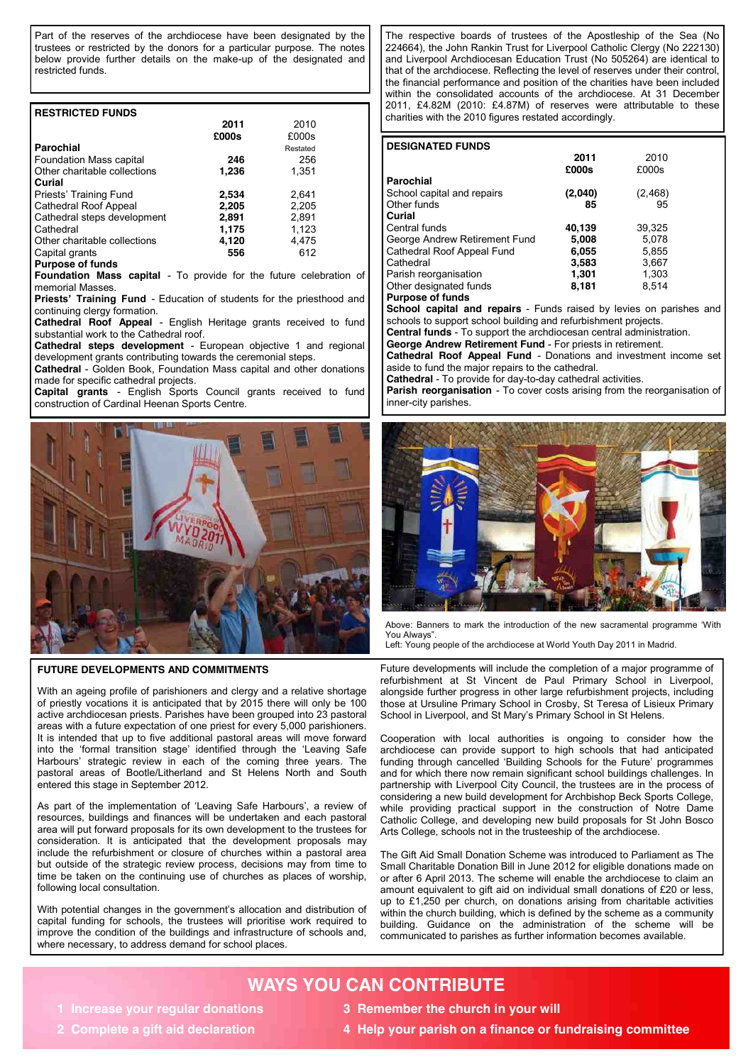Part of the reserves of the archdiocese have been designated by the trustees or restricted by the donors for a particular purpose. The notes below provide further details on the make-up of the designated and restricted funds.

## RESTRICTED FUNDS

| | 2011 £000s | 2010 £000s |
|---|---|---|
| **Parochial** | | Restated |
| Foundation Mass capital | **246** | 256 |
| Other charitable collections | **1,236** | 1,351 |
| **Curial** | | |
| Priests' Training Fund | **2,534** | 2,641 |
| Cathedral Roof Appeal | **2,205** | 2,205 |
| Cathedral steps development | **2,891** | 2,891 |
| Cathedral | **1,175** | 1,123 |
| Other charitable collections | **4,120** | 4,475 |
| Capital grants | **556** | 612 |

**Purpose of funds**

**Foundation Mass capital** - To provide for the future celebration of memorial Masses.

**Priests' Training Fund** - Education of students for the priesthood and continuing clergy formation.

**Cathedral Roof Appeal** - English Heritage grants received to fund substantial work to the Cathedral roof.

**Cathedral steps development** - European objective 1 and regional development grants contributing towards the ceremonial steps.

**Cathedral** - Golden Book, Foundation Mass capital and other donations made for specific cathedral projects.

**Capital grants** - English Sports Council grants received to fund construction of Cardinal Heenan Sports Centre.

The respective boards of trustees of the Apostleship of the Sea (No 224664), the John Rankin Trust for Liverpool Catholic Clergy (No 222130) and Liverpool Archdiocesan Education Trust (No 505264) are identical to that of the archdiocese. Reflecting the level of reserves under their control, the financial performance and position of the charities have been included within the consolidated accounts of the archdiocese. At 31 December 2011, £4.82M (2010: £4.87M) of reserves were attributable to these charities with the 2010 figures restated accordingly.

## DESIGNATED FUNDS

| | 2011 £000s | 2010 £000s |
|---|---|---|
| **Parochial** | | |
| School capital and repairs | **(2,040)** | (2,468) |
| Other funds | **85** | 95 |
| **Curial** | | |
| Central funds | **40,139** | 39,325 |
| George Andrew Retirement Fund | **5,008** | 5,078 |
| Cathedral Roof Appeal Fund | **6,055** | 5,855 |
| Cathedral | **3,583** | 3,667 |
| Parish reorganisation | **1,301** | 1,303 |
| Other designated funds | **8,181** | 8,514 |

**Purpose of funds**

**School capital and repairs** - Funds raised by levies on parishes and schools to support school building and refurbishment projects.

**Central funds** - To support the archdiocesan central administration.

**George Andrew Retirement Fund** - For priests in retirement.

**Cathedral Roof Appeal Fund** - Donations and investment income set aside to fund the major repairs to the cathedral.

**Cathedral** - To provide for day-to-day cathedral activities.

**Parish reorganisation** - To cover costs arising from the reorganisation of inner-city parishes.

Above: Banners to mark the introduction of the new sacramental programme 'With You Always".
Left: Young people of the archdiocese at World Youth Day 2011 in Madrid.

## FUTURE DEVELOPMENTS AND COMMITMENTS

With an ageing profile of parishioners and clergy and a relative shortage of priestly vocations it is anticipated that by 2015 there will only be 100 active archdiocesan priests. Parishes have been grouped into 23 pastoral areas with a future expectation of one priest for every 5,000 parishioners. It is intended that up to five additional pastoral areas will move forward into the 'formal transition stage' identified through the 'Leaving Safe Harbours' strategic review in each of the coming three years. The pastoral areas of Bootle/Litherland and St Helens North and South entered this stage in September 2012.

As part of the implementation of 'Leaving Safe Harbours', a review of resources, buildings and finances will be undertaken and each pastoral area will put forward proposals for its own development to the trustees for consideration. It is anticipated that the development proposals may include the refurbishment or closure of churches within a pastoral area but outside of the strategic review process, decisions may from time to time be taken on the continuing use of churches as places of worship, following local consultation.

With potential changes in the government's allocation and distribution of capital funding for schools, the trustees will prioritise work required to improve the condition of the buildings and infrastructure of schools and, where necessary, to address demand for school places.

Future developments will include the completion of a major programme of refurbishment at St Vincent de Paul Primary School in Liverpool, alongside further progress in other large refurbishment projects, including those at Ursuline Primary School in Crosby, St Teresa of Lisieux Primary School in Liverpool, and St Mary's Primary School in St Helens.

Cooperation with local authorities is ongoing to consider how the archdiocese can provide support to high schools that had anticipated funding through cancelled 'Building Schools for the Future' programmes and for which there now remain significant school buildings challenges. In partnership with Liverpool City Council, the trustees are in the process of considering a new build development for Archbishop Beck Sports College, while providing practical support in the construction of Notre Dame Catholic College, and developing new build proposals for St John Bosco Arts College, schools not in the trusteeship of the archdiocese.

The Gift Aid Small Donation Scheme was introduced to Parliament as The Small Charitable Donation Bill in June 2012 for eligible donations made on or after 6 April 2013. The scheme will enable the archdiocese to claim an amount equivalent to gift aid on individual small donations of £20 or less, up to £1,250 per church, on donations arising from charitable activities within the church building, which is defined by the scheme as a community building. Guidance on the administration of the scheme will be communicated to parishes as further information becomes available.

## WAYS YOU CAN CONTRIBUTE

1. Increase your regular donations
2. Complete a gift aid declaration
3. Remember the church in your will
4. Help your parish on a finance or fundraising committee